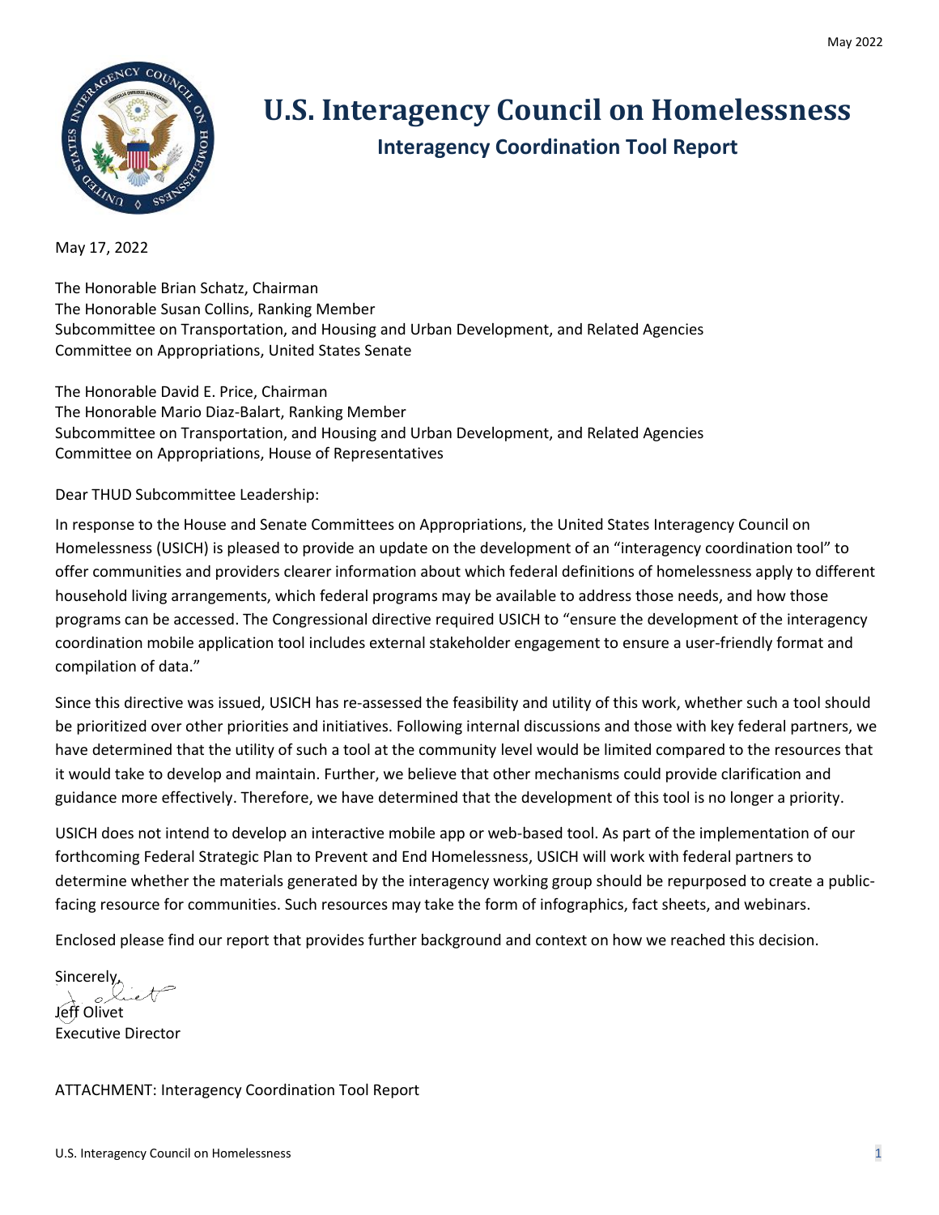# U.S. Interagency Council on Homelessness

## Interagency Coordination Tool Report

May 17, 2022

The Honorable Brian Schatz, Chairman
The Honorable Susan Collins, Ranking Member
Subcommittee on Transportation, and Housing and Urban Development, and Related Agencies
Committee on Appropriations, United States Senate

The Honorable David E. Price, Chairman
The Honorable Mario Diaz-Balart, Ranking Member
Subcommittee on Transportation, and Housing and Urban Development, and Related Agencies
Committee on Appropriations, House of Representatives

Dear THUD Subcommittee Leadership:

In response to the House and Senate Committees on Appropriations, the United States Interagency Council on Homelessness (USICH) is pleased to provide an update on the development of an "interagency coordination tool" to offer communities and providers clearer information about which federal definitions of homelessness apply to different household living arrangements, which federal programs may be available to address those needs, and how those programs can be accessed. The Congressional directive required USICH to "ensure the development of the interagency coordination mobile application tool includes external stakeholder engagement to ensure a user-friendly format and compilation of data."

Since this directive was issued, USICH has re-assessed the feasibility and utility of this work, whether such a tool should be prioritized over other priorities and initiatives. Following internal discussions and those with key federal partners, we have determined that the utility of such a tool at the community level would be limited compared to the resources that it would take to develop and maintain. Further, we believe that other mechanisms could provide clarification and guidance more effectively. Therefore, we have determined that the development of this tool is no longer a priority.

USICH does not intend to develop an interactive mobile app or web-based tool. As part of the implementation of our forthcoming Federal Strategic Plan to Prevent and End Homelessness, USICH will work with federal partners to determine whether the materials generated by the interagency working group should be repurposed to create a public-facing resource for communities. Such resources may take the form of infographics, fact sheets, and webinars.

Enclosed please find our report that provides further background and context on how we reached this decision.

Sincerely,

Jeff Olivet
Executive Director

ATTACHMENT: Interagency Coordination Tool Report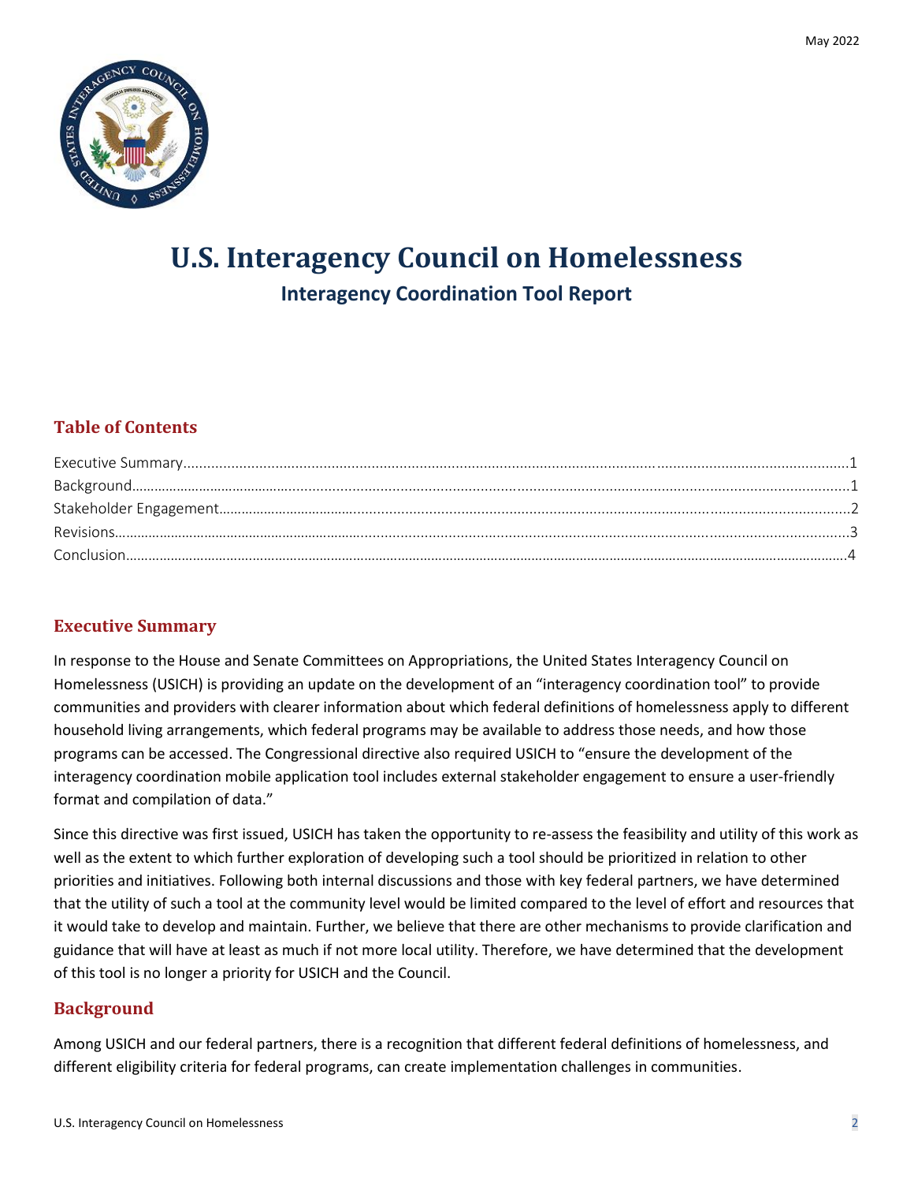May 2022

# U.S. Interagency Council on Homelessness

## Interagency Coordination Tool Report

### Table of Contents

Executive Summary........................................................................................................................................1
Background...................................................................................................................................................1
Stakeholder Engagement...............................................................................................................................2
Revisions.......................................................................................................................................................3
Conclusion.....................................................................................................................................................4

### Executive Summary

In response to the House and Senate Committees on Appropriations, the United States Interagency Council on Homelessness (USICH) is providing an update on the development of an "interagency coordination tool" to provide communities and providers with clearer information about which federal definitions of homelessness apply to different household living arrangements, which federal programs may be available to address those needs, and how those programs can be accessed. The Congressional directive also required USICH to "ensure the development of the interagency coordination mobile application tool includes external stakeholder engagement to ensure a user-friendly format and compilation of data."

Since this directive was first issued, USICH has taken the opportunity to re-assess the feasibility and utility of this work as well as the extent to which further exploration of developing such a tool should be prioritized in relation to other priorities and initiatives. Following both internal discussions and those with key federal partners, we have determined that the utility of such a tool at the community level would be limited compared to the level of effort and resources that it would take to develop and maintain. Further, we believe that there are other mechanisms to provide clarification and guidance that will have at least as much if not more local utility. Therefore, we have determined that the development of this tool is no longer a priority for USICH and the Council.

### Background

Among USICH and our federal partners, there is a recognition that different federal definitions of homelessness, and different eligibility criteria for federal programs, can create implementation challenges in communities.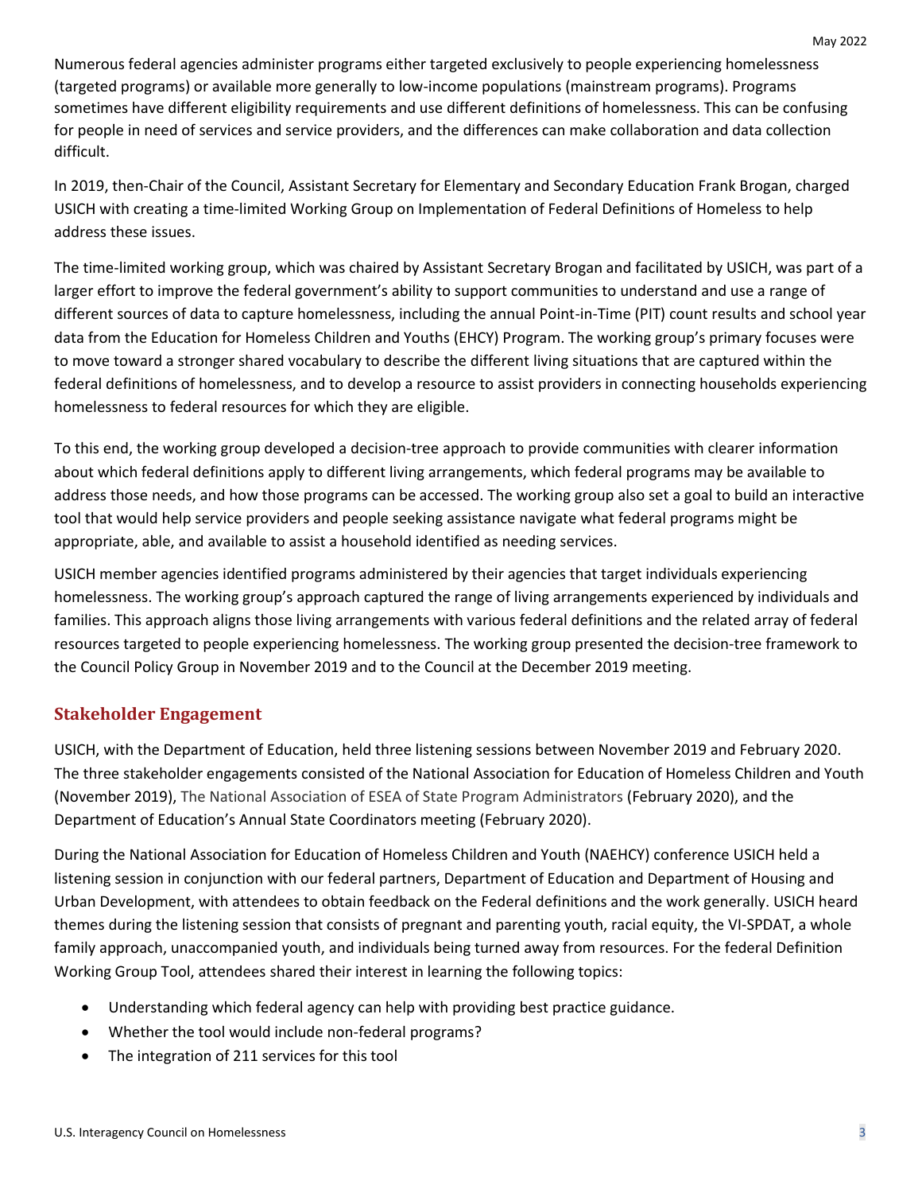Numerous federal agencies administer programs either targeted exclusively to people experiencing homelessness (targeted programs) or available more generally to low-income populations (mainstream programs). Programs sometimes have different eligibility requirements and use different definitions of homelessness. This can be confusing for people in need of services and service providers, and the differences can make collaboration and data collection difficult.

In 2019, then-Chair of the Council, Assistant Secretary for Elementary and Secondary Education Frank Brogan, charged USICH with creating a time-limited Working Group on Implementation of Federal Definitions of Homeless to help address these issues.

The time-limited working group, which was chaired by Assistant Secretary Brogan and facilitated by USICH, was part of a larger effort to improve the federal government's ability to support communities to understand and use a range of different sources of data to capture homelessness, including the annual Point-in-Time (PIT) count results and school year data from the Education for Homeless Children and Youths (EHCY) Program. The working group's primary focuses were to move toward a stronger shared vocabulary to describe the different living situations that are captured within the federal definitions of homelessness, and to develop a resource to assist providers in connecting households experiencing homelessness to federal resources for which they are eligible.

To this end, the working group developed a decision-tree approach to provide communities with clearer information about which federal definitions apply to different living arrangements, which federal programs may be available to address those needs, and how those programs can be accessed. The working group also set a goal to build an interactive tool that would help service providers and people seeking assistance navigate what federal programs might be appropriate, able, and available to assist a household identified as needing services.

USICH member agencies identified programs administered by their agencies that target individuals experiencing homelessness. The working group's approach captured the range of living arrangements experienced by individuals and families. This approach aligns those living arrangements with various federal definitions and the related array of federal resources targeted to people experiencing homelessness. The working group presented the decision-tree framework to the Council Policy Group in November 2019 and to the Council at the December 2019 meeting.

## Stakeholder Engagement

USICH, with the Department of Education, held three listening sessions between November 2019 and February 2020. The three stakeholder engagements consisted of the National Association for Education of Homeless Children and Youth (November 2019), The National Association of ESEA of State Program Administrators (February 2020), and the Department of Education's Annual State Coordinators meeting (February 2020).

During the National Association for Education of Homeless Children and Youth (NAEHCY) conference USICH held a listening session in conjunction with our federal partners, Department of Education and Department of Housing and Urban Development, with attendees to obtain feedback on the Federal definitions and the work generally. USICH heard themes during the listening session that consists of pregnant and parenting youth, racial equity, the VI-SPDAT, a whole family approach, unaccompanied youth, and individuals being turned away from resources. For the federal Definition Working Group Tool, attendees shared their interest in learning the following topics:

- Understanding which federal agency can help with providing best practice guidance.
- Whether the tool would include non-federal programs?
- The integration of 211 services for this tool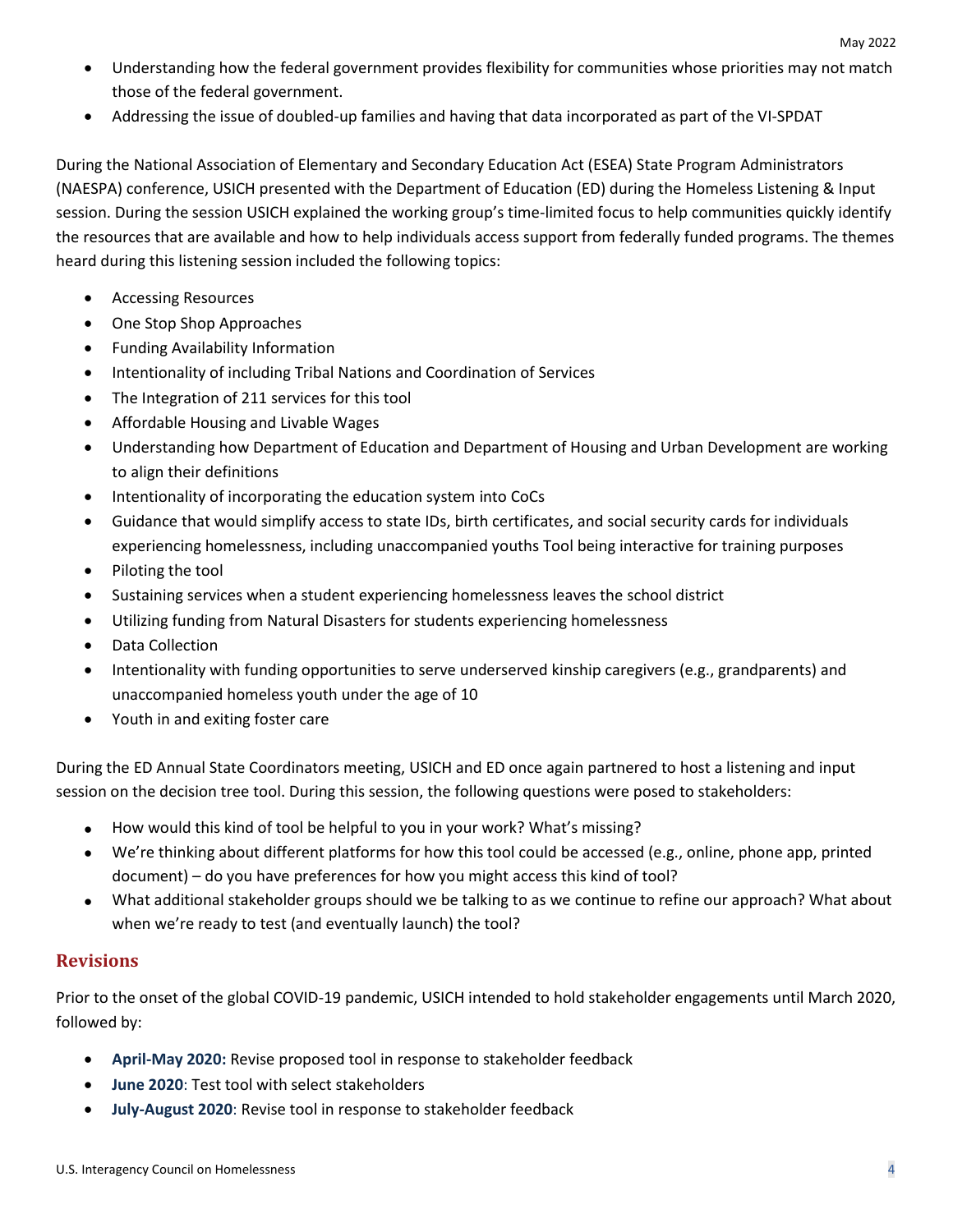- Understanding how the federal government provides flexibility for communities whose priorities may not match those of the federal government.
- Addressing the issue of doubled-up families and having that data incorporated as part of the VI-SPDAT

During the National Association of Elementary and Secondary Education Act (ESEA) State Program Administrators (NAESPA) conference, USICH presented with the Department of Education (ED) during the Homeless Listening & Input session. During the session USICH explained the working group's time-limited focus to help communities quickly identify the resources that are available and how to help individuals access support from federally funded programs. The themes heard during this listening session included the following topics:

- Accessing Resources
- One Stop Shop Approaches
- Funding Availability Information
- Intentionality of including Tribal Nations and Coordination of Services
- The Integration of 211 services for this tool
- Affordable Housing and Livable Wages
- Understanding how Department of Education and Department of Housing and Urban Development are working to align their definitions
- Intentionality of incorporating the education system into CoCs
- Guidance that would simplify access to state IDs, birth certificates, and social security cards for individuals experiencing homelessness, including unaccompanied youths Tool being interactive for training purposes
- Piloting the tool
- Sustaining services when a student experiencing homelessness leaves the school district
- Utilizing funding from Natural Disasters for students experiencing homelessness
- Data Collection
- Intentionality with funding opportunities to serve underserved kinship caregivers (e.g., grandparents) and unaccompanied homeless youth under the age of 10
- Youth in and exiting foster care

During the ED Annual State Coordinators meeting, USICH and ED once again partnered to host a listening and input session on the decision tree tool. During this session, the following questions were posed to stakeholders:

- How would this kind of tool be helpful to you in your work? What's missing?
- We're thinking about different platforms for how this tool could be accessed (e.g., online, phone app, printed document) – do you have preferences for how you might access this kind of tool?
- What additional stakeholder groups should we be talking to as we continue to refine our approach? What about when we're ready to test (and eventually launch) the tool?

## Revisions

Prior to the onset of the global COVID-19 pandemic, USICH intended to hold stakeholder engagements until March 2020, followed by:

- **April-May 2020:** Revise proposed tool in response to stakeholder feedback
- **June 2020**: Test tool with select stakeholders
- **July-August 2020**: Revise tool in response to stakeholder feedback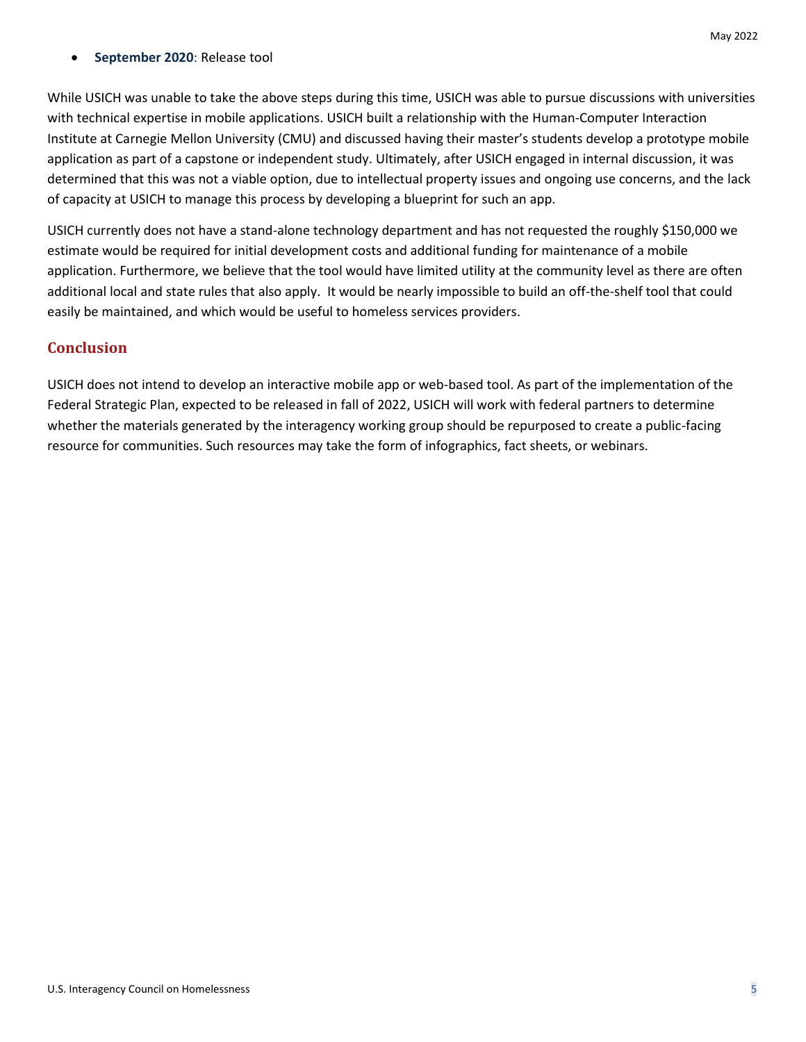- **September 2020**: Release tool

While USICH was unable to take the above steps during this time, USICH was able to pursue discussions with universities with technical expertise in mobile applications. USICH built a relationship with the Human-Computer Interaction Institute at Carnegie Mellon University (CMU) and discussed having their master's students develop a prototype mobile application as part of a capstone or independent study. Ultimately, after USICH engaged in internal discussion, it was determined that this was not a viable option, due to intellectual property issues and ongoing use concerns, and the lack of capacity at USICH to manage this process by developing a blueprint for such an app.

USICH currently does not have a stand-alone technology department and has not requested the roughly $150,000 we estimate would be required for initial development costs and additional funding for maintenance of a mobile application. Furthermore, we believe that the tool would have limited utility at the community level as there are often additional local and state rules that also apply. It would be nearly impossible to build an off-the-shelf tool that could easily be maintained, and which would be useful to homeless services providers.

## Conclusion

USICH does not intend to develop an interactive mobile app or web-based tool. As part of the implementation of the Federal Strategic Plan, expected to be released in fall of 2022, USICH will work with federal partners to determine whether the materials generated by the interagency working group should be repurposed to create a public-facing resource for communities. Such resources may take the form of infographics, fact sheets, or webinars.